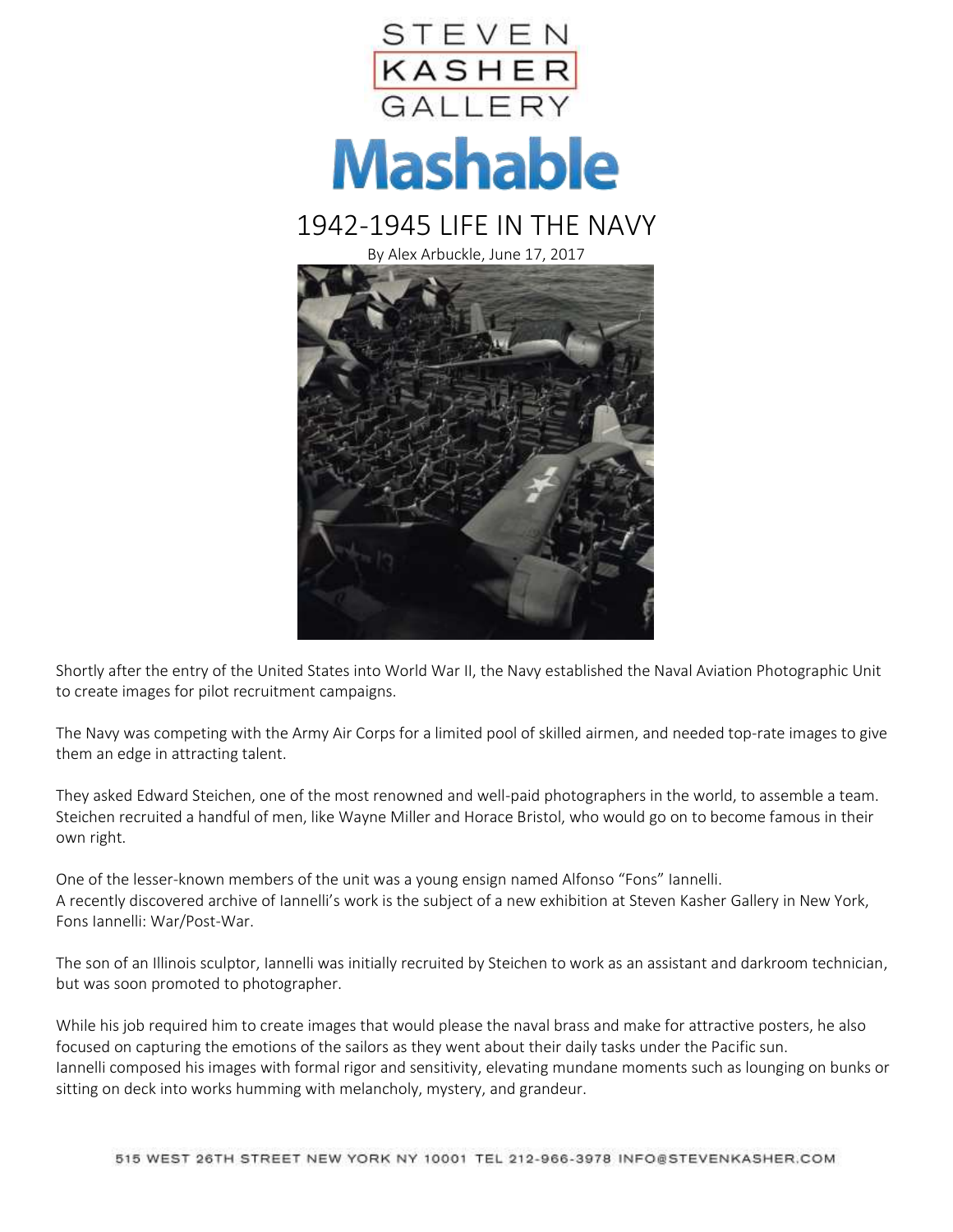STEVEN KASHER GALLERY

**Mashable**

# 1942-1945 LIFE IN THE NAVY

By Alex Arbuckle, June 17, 2017

Shortly after the entry of the United States into World War II, the Navy established the Naval Aviation Photographic Unit to create images for pilot recruitment campaigns.

The Navy was competing with the Army Air Corps for a limited pool of skilled airmen, and needed top-rate images to give them an edge in attracting talent.

They asked Edward Steichen, one of the most renowned and well-paid photographers in the world, to assemble a team. Steichen recruited a handful of men, like Wayne Miller and Horace Bristol, who would go on to become famous in their own right.

One of the lesser-known members of the unit was a young ensign named Alfonso "Fons" Iannelli.
A recently discovered archive of Iannelli's work is the subject of a new exhibition at Steven Kasher Gallery in New York, Fons Iannelli: War/Post-War.

The son of an Illinois sculptor, Iannelli was initially recruited by Steichen to work as an assistant and darkroom technician, but was soon promoted to photographer.

While his job required him to create images that would please the naval brass and make for attractive posters, he also focused on capturing the emotions of the sailors as they went about their daily tasks under the Pacific sun.
Iannelli composed his images with formal rigor and sensitivity, elevating mundane moments such as lounging on bunks or sitting on deck into works humming with melancholy, mystery, and grandeur.

515 WEST 26TH STREET NEW YORK NY 10001 TEL 212-966-3978 INFO@STEVENKASHER.COM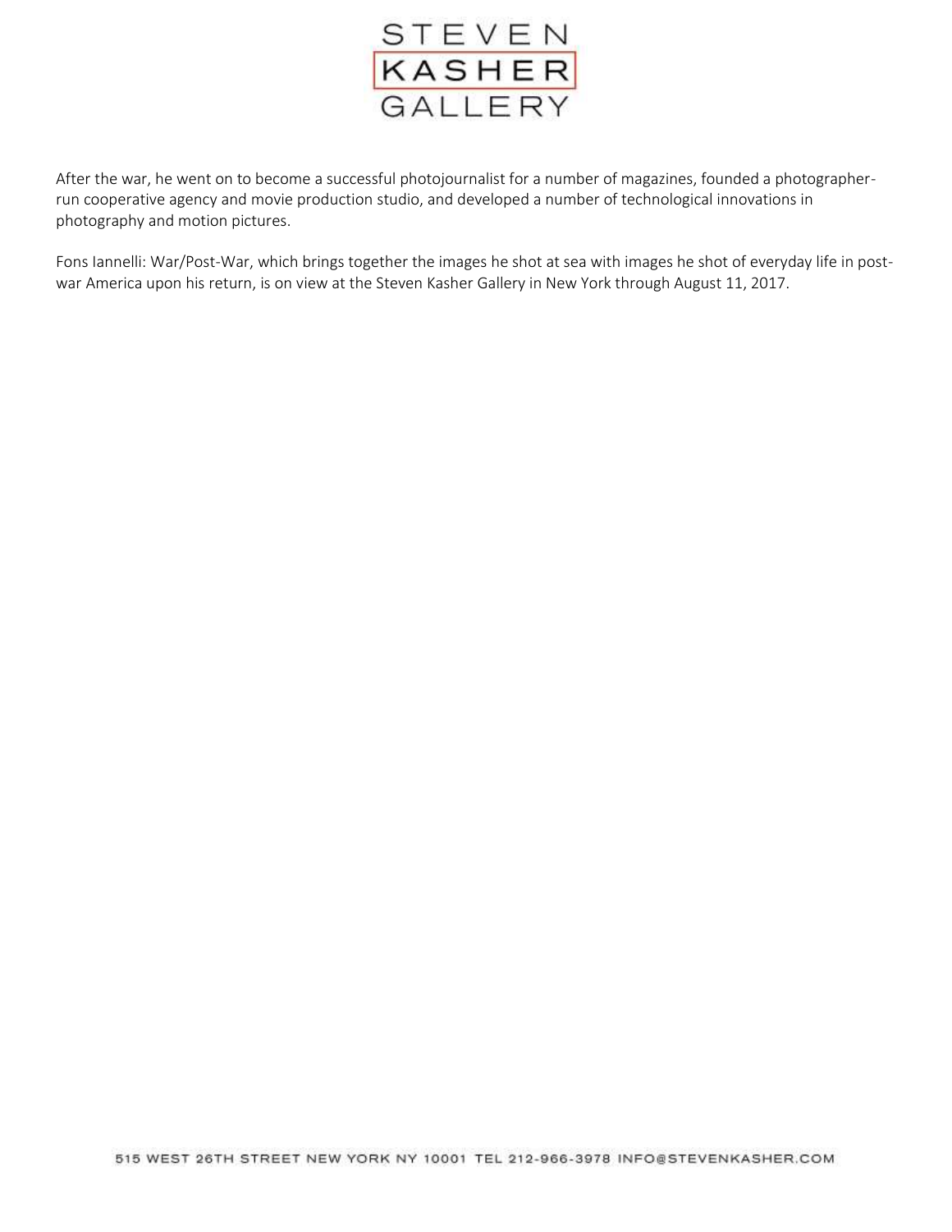After the war, he went on to become a successful photojournalist for a number of magazines, founded a photographer-run cooperative agency and movie production studio, and developed a number of technological innovations in photography and motion pictures.

Fons Iannelli: War/Post-War, which brings together the images he shot at sea with images he shot of everyday life in post-war America upon his return, is on view at the Steven Kasher Gallery in New York through August 11, 2017.